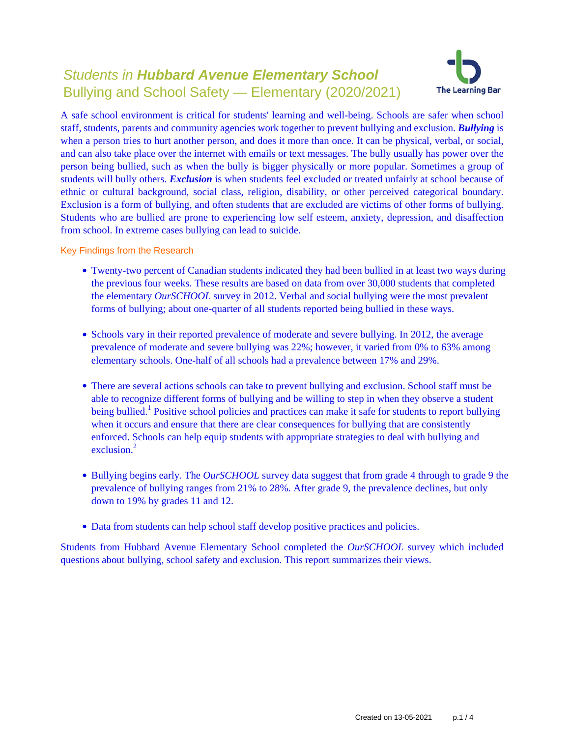# *Students in **Hubbard Avenue Elementary School***
## Bullying and School Safety — Elementary (2020/2021)

The Learning Bar

A safe school environment is critical for students' learning and well-being. Schools are safer when school staff, students, parents and community agencies work together to prevent bullying and exclusion. ***Bullying*** is when a person tries to hurt another person, and does it more than once. It can be physical, verbal, or social, and can also take place over the internet with emails or text messages. The bully usually has power over the person being bullied, such as when the bully is bigger physically or more popular. Sometimes a group of students will bully others. ***Exclusion*** is when students feel excluded or treated unfairly at school because of ethnic or cultural background, social class, religion, disability, or other perceived categorical boundary. Exclusion is a form of bullying, and often students that are excluded are victims of other forms of bullying. Students who are bullied are prone to experiencing low self esteem, anxiety, depression, and disaffection from school. In extreme cases bullying can lead to suicide.

### Key Findings from the Research

- Twenty-two percent of Canadian students indicated they had been bullied in at least two ways during the previous four weeks. These results are based on data from over 30,000 students that completed the elementary *OurSCHOOL* survey in 2012. Verbal and social bullying were the most prevalent forms of bullying; about one-quarter of all students reported being bullied in these ways.

- Schools vary in their reported prevalence of moderate and severe bullying. In 2012, the average prevalence of moderate and severe bullying was 22%; however, it varied from 0% to 63% among elementary schools. One-half of all schools had a prevalence between 17% and 29%.

- There are several actions schools can take to prevent bullying and exclusion. School staff must be able to recognize different forms of bullying and be willing to step in when they observe a student being bullied.[1] Positive school policies and practices can make it safe for students to report bullying when it occurs and ensure that there are clear consequences for bullying that are consistently enforced. Schools can help equip students with appropriate strategies to deal with bullying and exclusion.[2]

- Bullying begins early. The *OurSCHOOL* survey data suggest that from grade 4 through to grade 9 the prevalence of bullying ranges from 21% to 28%. After grade 9, the prevalence declines, but only down to 19% by grades 11 and 12.

- Data from students can help school staff develop positive practices and policies.

Students from Hubbard Avenue Elementary School completed the *OurSCHOOL* survey which included questions about bullying, school safety and exclusion. This report summarizes their views.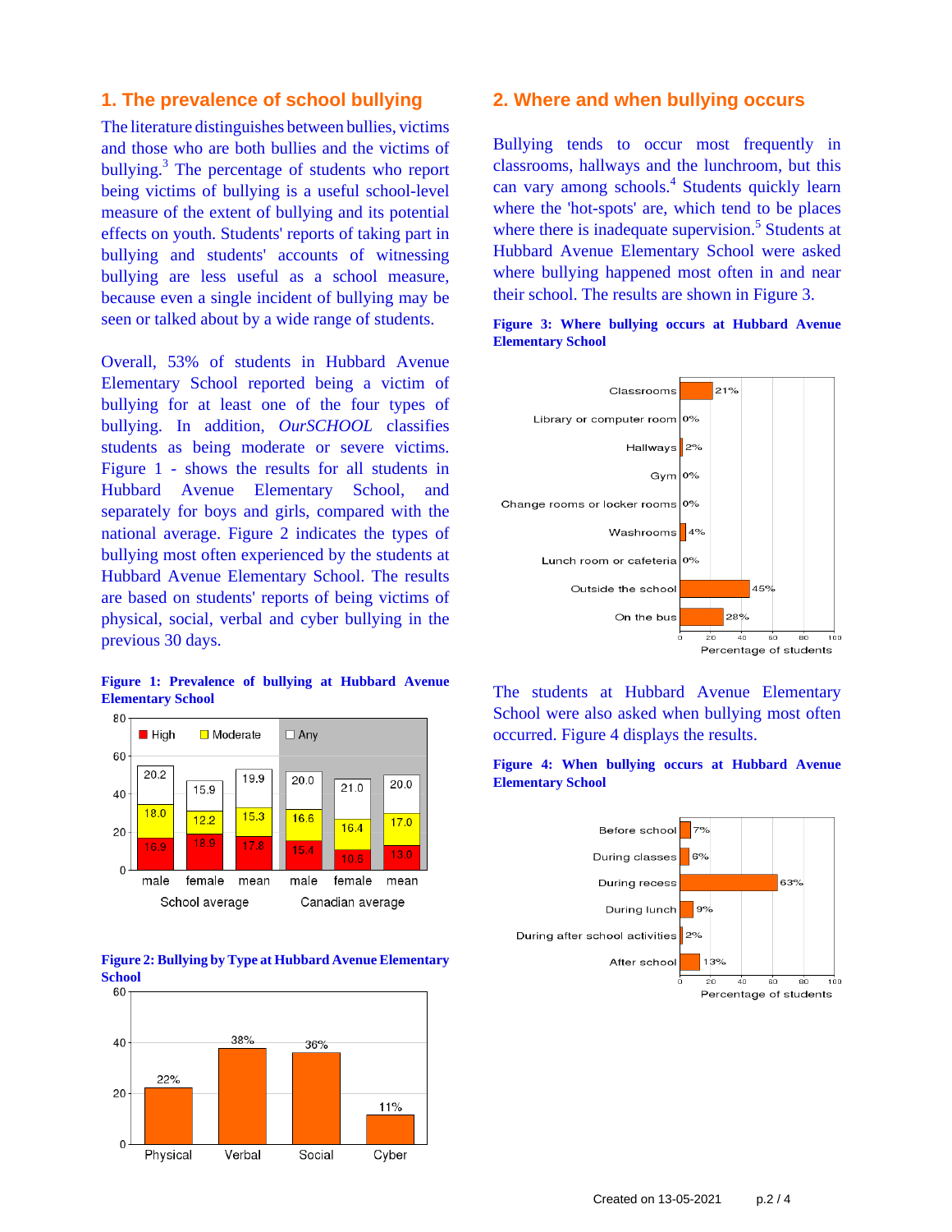## 1. The prevalence of school bullying

The literature distinguishes between bullies, victims and those who are both bullies and the victims of bullying.[3] The percentage of students who report being victims of bullying is a useful school-level measure of the extent of bullying and its potential effects on youth. Students' reports of taking part in bullying and students' accounts of witnessing bullying are less useful as a school measure, because even a single incident of bullying may be seen or talked about by a wide range of students.

Overall, 53% of students in Hubbard Avenue Elementary School reported being a victim of bullying for at least one of the four types of bullying. In addition, *OurSCHOOL* classifies students as being moderate or severe victims. Figure 1 - shows the results for all students in Hubbard Avenue Elementary School, and separately for boys and girls, compared with the national average. Figure 2 indicates the types of bullying most often experienced by the students at Hubbard Avenue Elementary School. The results are based on students' reports of being victims of physical, social, verbal and cyber bullying in the previous 30 days.

**Figure 1: Prevalence of bullying at Hubbard Avenue Elementary School**

| | School average | | | Canadian average | | |
|---|---|---|---|---|---|---|
| | male | female | mean | male | female | mean |
| High | 16.9 | 18.9 | 17.8 | 15.4 | 10.6 | 13.0 |
| Moderate | 18.0 | 12.2 | 15.3 | 16.6 | 16.4 | 17.0 |
| Any | 20.2 | 15.9 | 19.9 | 20.0 | 21.0 | 20.0 |

**Figure 2: Bullying by Type at Hubbard Avenue Elementary School**

| Type | Percentage |
|---|---|
| Physical | 22% |
| Verbal | 38% |
| Social | 36% |
| Cyber | 11% |

## 2. Where and when bullying occurs

Bullying tends to occur most frequently in classrooms, hallways and the lunchroom, but this can vary among schools.[4] Students quickly learn where the 'hot-spots' are, which tend to be places where there is inadequate supervision.[5] Students at Hubbard Avenue Elementary School were asked where bullying happened most often in and near their school. The results are shown in Figure 3.

**Figure 3: Where bullying occurs at Hubbard Avenue Elementary School**

| Location | Percentage of students |
|---|---|
| Classrooms | 21% |
| Library or computer room | 0% |
| Hallways | 2% |
| Gym | 0% |
| Change rooms or locker rooms | 0% |
| Washrooms | 4% |
| Lunch room or cafeteria | 0% |
| Outside the school | 45% |
| On the bus | 28% |

The students at Hubbard Avenue Elementary School were also asked when bullying most often occurred. Figure 4 displays the results.

**Figure 4: When bullying occurs at Hubbard Avenue Elementary School**

| Time | Percentage of students |
|---|---|
| Before school | 7% |
| During classes | 6% |
| During recess | 63% |
| During lunch | 9% |
| During after school activities | 2% |
| After school | 13% |

Created on 13-05-2021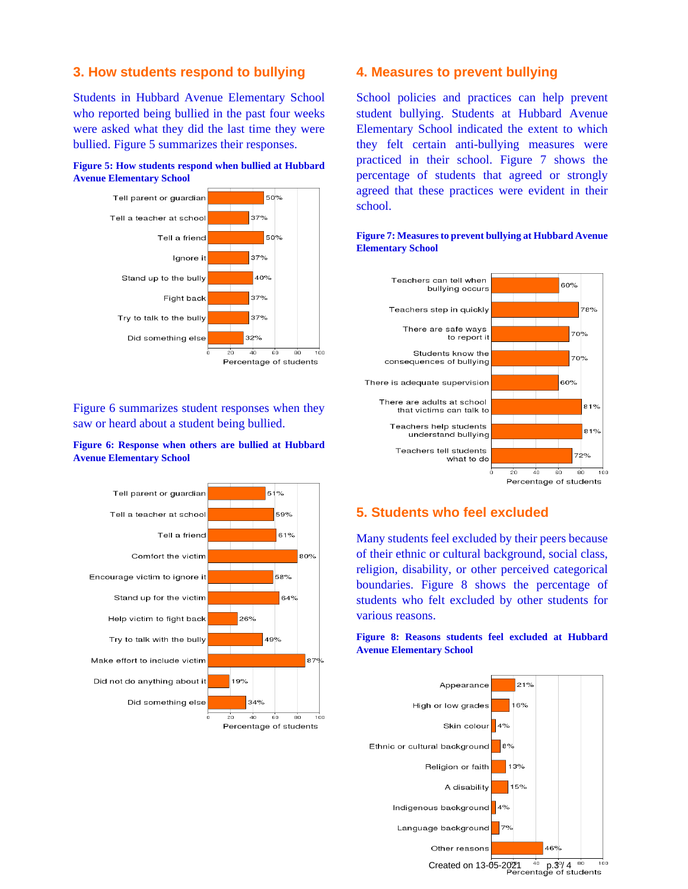## 3. How students respond to bullying

Students in Hubbard Avenue Elementary School who reported being bullied in the past four weeks were asked what they did the last time they were bullied. Figure 5 summarizes their responses.

**Figure 5: How students respond when bullied at Hubbard Avenue Elementary School**

| Response | Percentage of students |
|---|---|
| Tell parent or guardian | 50% |
| Tell a teacher at school | 37% |
| Tell a friend | 50% |
| Ignore it | 37% |
| Stand up to the bully | 40% |
| Fight back | 37% |
| Try to talk to the bully | 37% |
| Did something else | 32% |

Figure 6 summarizes student responses when they saw or heard about a student being bullied.

**Figure 6: Response when others are bullied at Hubbard Avenue Elementary School**

| Response | Percentage of students |
|---|---|
| Tell parent or guardian | 51% |
| Tell a teacher at school | 59% |
| Tell a friend | 61% |
| Comfort the victim | 80% |
| Encourage victim to ignore it | 58% |
| Stand up for the victim | 64% |
| Help victim to fight back | 26% |
| Try to talk with the bully | 49% |
| Make effort to include victim | 87% |
| Did not do anything about it | 19% |
| Did something else | 34% |

## 4. Measures to prevent bullying

School policies and practices can help prevent student bullying. Students at Hubbard Avenue Elementary School indicated the extent to which they felt certain anti-bullying measures were practiced in their school. Figure 7 shows the percentage of students that agreed or strongly agreed that these practices were evident in their school.

**Figure 7: Measures to prevent bullying at Hubbard Avenue Elementary School**

| Measure | Percentage of students |
|---|---|
| Teachers can tell when bullying occurs | 60% |
| Teachers step in quickly | 78% |
| There are safe ways to report it | 70% |
| Students know the consequences of bullying | 70% |
| There is adequate supervision | 60% |
| There are adults at school that victims can talk to | 81% |
| Teachers help students understand bullying | 81% |
| Teachers tell students what to do | 72% |

## 5. Students who feel excluded

Many students feel excluded by their peers because of their ethnic or cultural background, social class, religion, disability, or other perceived categorical boundaries. Figure 8 shows the percentage of students who felt excluded by other students for various reasons.

**Figure 8: Reasons students feel excluded at Hubbard Avenue Elementary School**

| Reason | Percentage of students |
|---|---|
| Appearance | 21% |
| High or low grades | 16% |
| Skin colour | 4% |
| Ethnic or cultural background | 8% |
| Religion or faith | 13% |
| A disability | 15% |
| Indigenous background | 4% |
| Language background | 7% |
| Other reasons | 46% |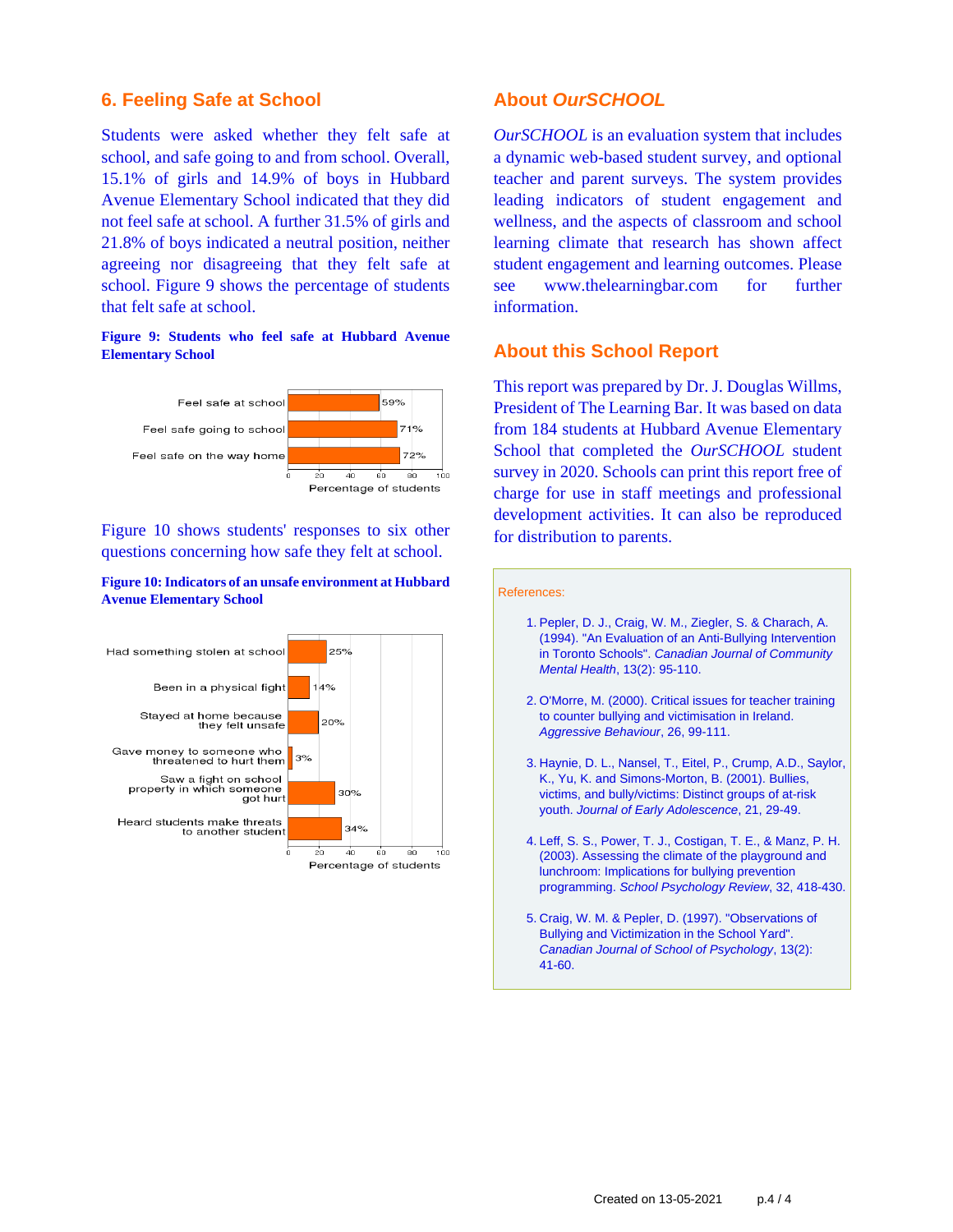## 6. Feeling Safe at School

Students were asked whether they felt safe at school, and safe going to and from school. Overall, 15.1% of girls and 14.9% of boys in Hubbard Avenue Elementary School indicated that they did not feel safe at school. A further 31.5% of girls and 21.8% of boys indicated a neutral position, neither agreeing nor disagreeing that they felt safe at school. Figure 9 shows the percentage of students that felt safe at school.

**Figure 9: Students who feel safe at Hubbard Avenue Elementary School**

Feel safe at school 59%
Feel safe going to school 71%
Feel safe on the way home 72%
0 20 40 60 80 100
Percentage of students

Figure 10 shows students' responses to six other questions concerning how safe they felt at school.

**Figure 10: Indicators of an unsafe environment at Hubbard Avenue Elementary School**

Had something stolen at school 25%
Been in a physical fight 14%
Stayed at home because they felt unsafe 20%
Gave money to someone who threatened to hurt them 3%
Saw a fight on school property in which someone got hurt 30%
Heard students make threats to another student 34%
0 20 40 60 80 100
Percentage of students

## About *OurSCHOOL*

*OurSCHOOL* is an evaluation system that includes a dynamic web-based student survey, and optional teacher and parent surveys. The system provides leading indicators of student engagement and wellness, and the aspects of classroom and school learning climate that research has shown affect student engagement and learning outcomes. Please see www.thelearningbar.com for further information.

## About this School Report

This report was prepared by Dr. J. Douglas Willms, President of The Learning Bar. It was based on data from 184 students at Hubbard Avenue Elementary School that completed the *OurSCHOOL* student survey in 2020. Schools can print this report free of charge for use in staff meetings and professional development activities. It can also be reproduced for distribution to parents.

References:

1. Pepler, D. J., Craig, W. M., Ziegler, S. & Charach, A. (1994). "An Evaluation of an Anti-Bullying Intervention in Toronto Schools". *Canadian Journal of Community Mental Health*, 13(2): 95-110.
2. O'Morre, M. (2000). Critical issues for teacher training to counter bullying and victimisation in Ireland. *Aggressive Behaviour*, 26, 99-111.
3. Haynie, D. L., Nansel, T., Eitel, P., Crump, A.D., Saylor, K., Yu, K. and Simons-Morton, B. (2001). Bullies, victims, and bully/victims: Distinct groups of at-risk youth. *Journal of Early Adolescence*, 21, 29-49.
4. Leff, S. S., Power, T. J., Costigan, T. E., & Manz, P. H. (2003). Assessing the climate of the playground and lunchroom: Implications for bullying prevention programming. *School Psychology Review*, 32, 418-430.
5. Craig, W. M. & Pepler, D. (1997). "Observations of Bullying and Victimization in the School Yard". *Canadian Journal of School of Psychology*, 13(2): 41-60.

Created on 13-05-2021